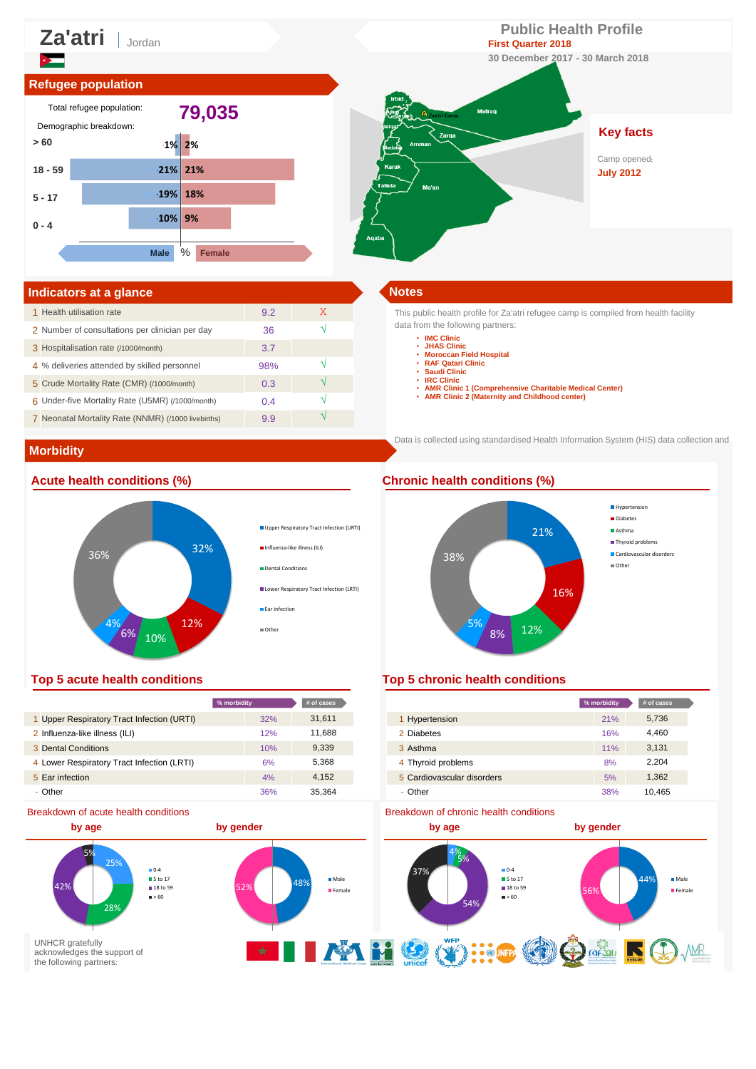# Za'atri | Jordan

## Public Health Profile

**First Quarter 2018**

**30 December 2017 - 30 March 2018**

## Refugee population

Total refugee population: **79,035**

Demographic breakdown:

| Age | Male | Female |
|---|---|---|
| > 60 | 1% | 2% |
| 18 - 59 | 21% | 21% |
| 5 - 17 | 19% | 18% |
| 0 - 4 | 10% | 9% |

## Key facts

Camp opened: **July 2012**

## Indicators at a glance

| # | Indicator | Value | |
|---|---|---|---|
| 1 | Health utilisation rate | 9.2 | X |
| 2 | Number of consultations per clinician per day | 36 | √ |
| 3 | Hospitalisation rate (/1000/month) | 3.7 | |
| 4 | % deliveries attended by skilled personnel | 98% | √ |
| 5 | Crude Mortality Rate (CMR) (/1000/month) | 0.3 | √ |
| 6 | Under-five Mortality Rate (U5MR) (/1000/month) | 0.4 | √ |
| 7 | Neonatal Mortality Rate (NNMR) (/1000 livebirths) | 9.9 | √ |

## Notes

This public health profile for Za'atri refugee camp is compiled from health facility data from the following partners:

- IMC Clinic
- JHAS Clinic
- Moroccan Field Hospital
- RAF Qatari Clinic
- Saudi Clinic
- IRC Clinic
- AMR Clinic 1 (Comprehensive Charitable Medical Center)
- AMR Clinic 2 (Maternity and Childhood center)

Data is collected using standardised Health Information System (HIS) data collection and

## Morbidity

### Acute health conditions (%)

Upper Respiratory Tract Infection (URTI) 32%; Influenza-like illness (ILI) 12%; Dental Conditions 10%; Lower Respiratory Tract Infection (LRTI) 6%; Ear infection 4%; Other 36%

### Chronic health conditions (%)

Hypertension 21%; Diabetes 16%; Asthma 12%; Thyroid problems 8%; Cardiovascular disorders 5%; Other 38%

### Top 5 acute health conditions

| # | Condition | % morbidity | # of cases |
|---|---|---|---|
| 1 | Upper Respiratory Tract Infection (URTI) | 32% | 31,611 |
| 2 | Influenza-like illness (ILI) | 12% | 11,688 |
| 3 | Dental Conditions | 10% | 9,339 |
| 4 | Lower Respiratory Tract Infection (LRTI) | 6% | 5,368 |
| 5 | Ear infection | 4% | 4,152 |
| - | Other | 36% | 35,364 |

### Top 5 chronic health conditions

| # | Condition | % morbidity | # of cases |
|---|---|---|---|
| 1 | Hypertension | 21% | 5,736 |
| 2 | Diabetes | 16% | 4,460 |
| 3 | Asthma | 11% | 3,131 |
| 4 | Thyroid problems | 8% | 2,204 |
| 5 | Cardiovascular disorders | 5% | 1,362 |
| - | Other | 38% | 10,465 |

### Breakdown of acute health conditions

**by age:** 0-4 25%; 5 to 17 28%; 18 to 59 42%; > 60 5%

**by gender:** Male 48%; Female 52%

### Breakdown of chronic health conditions

**by age:** 0-4 4%; 5 to 17 5%; 18 to 59 54%; > 60 37%

**by gender:** Male 44%; Female 56%

UNHCR gratefully acknowledges the support of the following partners: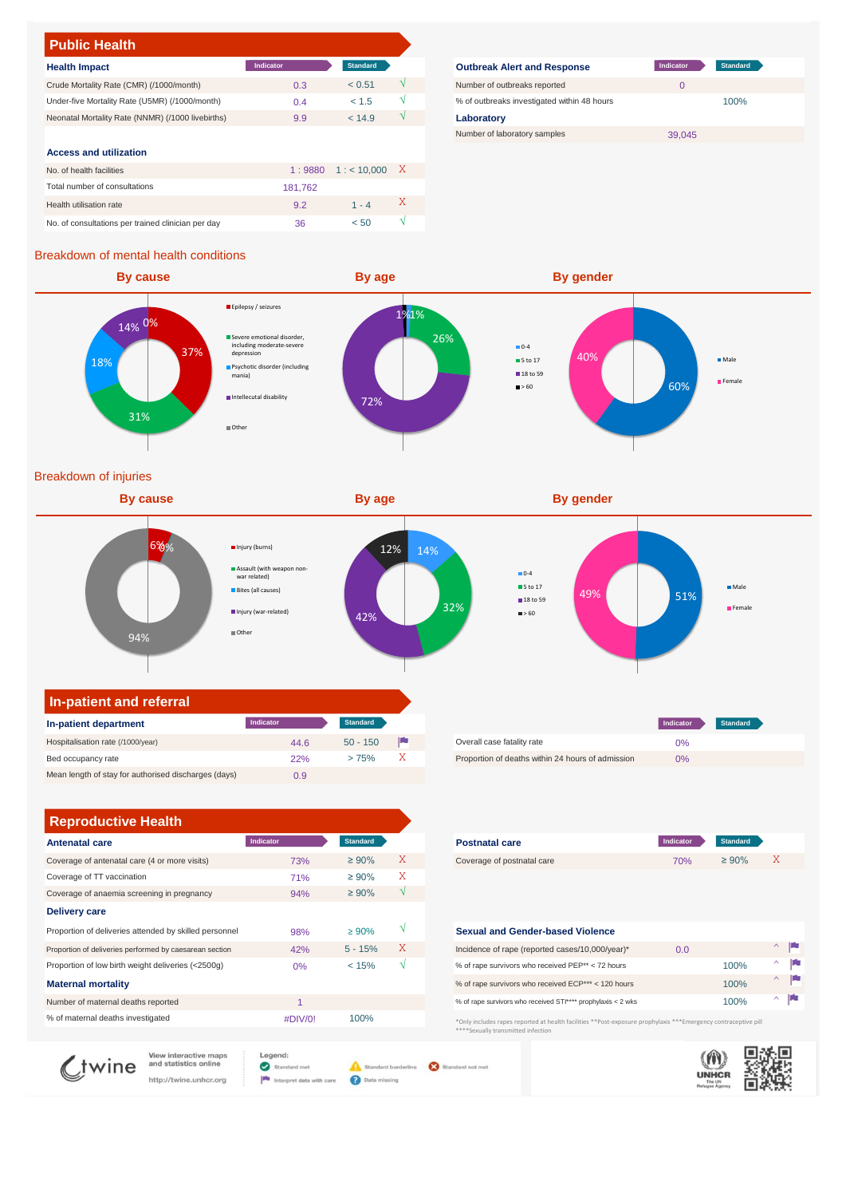## Public Health

| Health Impact | Indicator | Standard | |
|---|---|---|---|
| Crude Mortality Rate (CMR) (/1000/month) | 0.3 | < 0.51 | √ |
| Under-five Mortality Rate (U5MR) (/1000/month) | 0.4 | < 1.5 | √ |
| Neonatal Mortality Rate (NNMR) (/1000 livebirths) | 9.9 | < 14.9 | √ |

| Access and utilization | Indicator | Standard | |
|---|---|---|---|
| No. of health facilities | 1 : 9880 | 1 : < 10,000 | X |
| Total number of consultations | 181,762 | | |
| Health utilisation rate | 9.2 | 1 - 4 | X |
| No. of consultations per trained clinician per day | 36 | < 50 | √ |

| Outbreak Alert and Response | Indicator | Standard |
|---|---|---|
| Number of outbreaks reported | 0 | |
| % of outbreaks investigated within 48 hours | | 100% |
| **Laboratory** | | |
| Number of laboratory samples | 39,045 | |

### Breakdown of mental health conditions

**By cause**

14% 0% 37% 18% 31%

Epilepsy / seizures
Severe emotional disorder, including moderate-severe depression
Psychotic disorder (including mania)
Intellecutal disability
Other

**By age**

1% 1% 26% 72%

0-4
5 to 17
18 to 59
> 60

**By gender**

40% 60%

Male
Female

### Breakdown of injuries

**By cause**

6% 0% 94%

Injury (burns)
Assault (with weapon non-war related)
Bites (all causes)
Injury (war-related)
Other

**By age**

12% 14% 32% 42%

0-4
5 to 17
18 to 59
> 60

**By gender**

49% 51%

Male
Female

## In-patient and referral

| In-patient department | Indicator | Standard | |
|---|---|---|---|
| Hospitalisation rate (/1000/year) | 44.6 | 50 - 150 | ⚑ |
| Bed occupancy rate | 22% | > 75% | X |
| Mean length of stay for authorised discharges (days) | 0.9 | | |

| | Indicator | Standard |
|---|---|---|
| Overall case fatality rate | 0% | |
| Proportion of deaths within 24 hours of admission | 0% | |

## Reproductive Health

| Antenatal care | Indicator | Standard | |
|---|---|---|---|
| Coverage of antenatal care (4 or more visits) | 73% | ≥ 90% | X |
| Coverage of TT vaccination | 71% | ≥ 90% | X |
| Coverage of anaemia screening in pregnancy | 94% | ≥ 90% | √ |
| **Delivery care** | | | |
| Proportion of deliveries attended by skilled personnel | 98% | ≥ 90% | √ |
| Proportion of deliveries performed by caesarean section | 42% | 5 - 15% | X |
| Proportion of low birth weight deliveries (<2500g) | 0% | < 15% | √ |
| **Maternal mortality** | | | |
| Number of maternal deaths reported | 1 | | |
| % of maternal deaths investigated | #DIV/0! | 100% | |

| Postnatal care | Indicator | Standard | |
|---|---|---|---|
| Coverage of postnatal care | 70% | ≥ 90% | X |

| Sexual and Gender-based Violence | Indicator | Standard | |
|---|---|---|---|
| Incidence of rape (reported cases/10,000/year)* | 0.0 | | ⚑ |
| % of rape survivors who received PEP** < 72 hours | | 100% | ⚑ |
| % of rape survivors who received ECP*** < 120 hours | | 100% | ⚑ |
| % of rape survivors who received STI**** prophylaxis < 2 wks | | 100% | ⚑ |

*Only includes rapes reported at health facilities **Post-exposure prophylaxis ***Emergency contraceptive pill ****Sexually transmitted infection

twine — View interactive maps and statistics online — http://twine.unhcr.org

Legend: Standard met · Standard borderline · Standard not met · Interpret data with care · Data missing

UNHCR The UN Refugee Agency